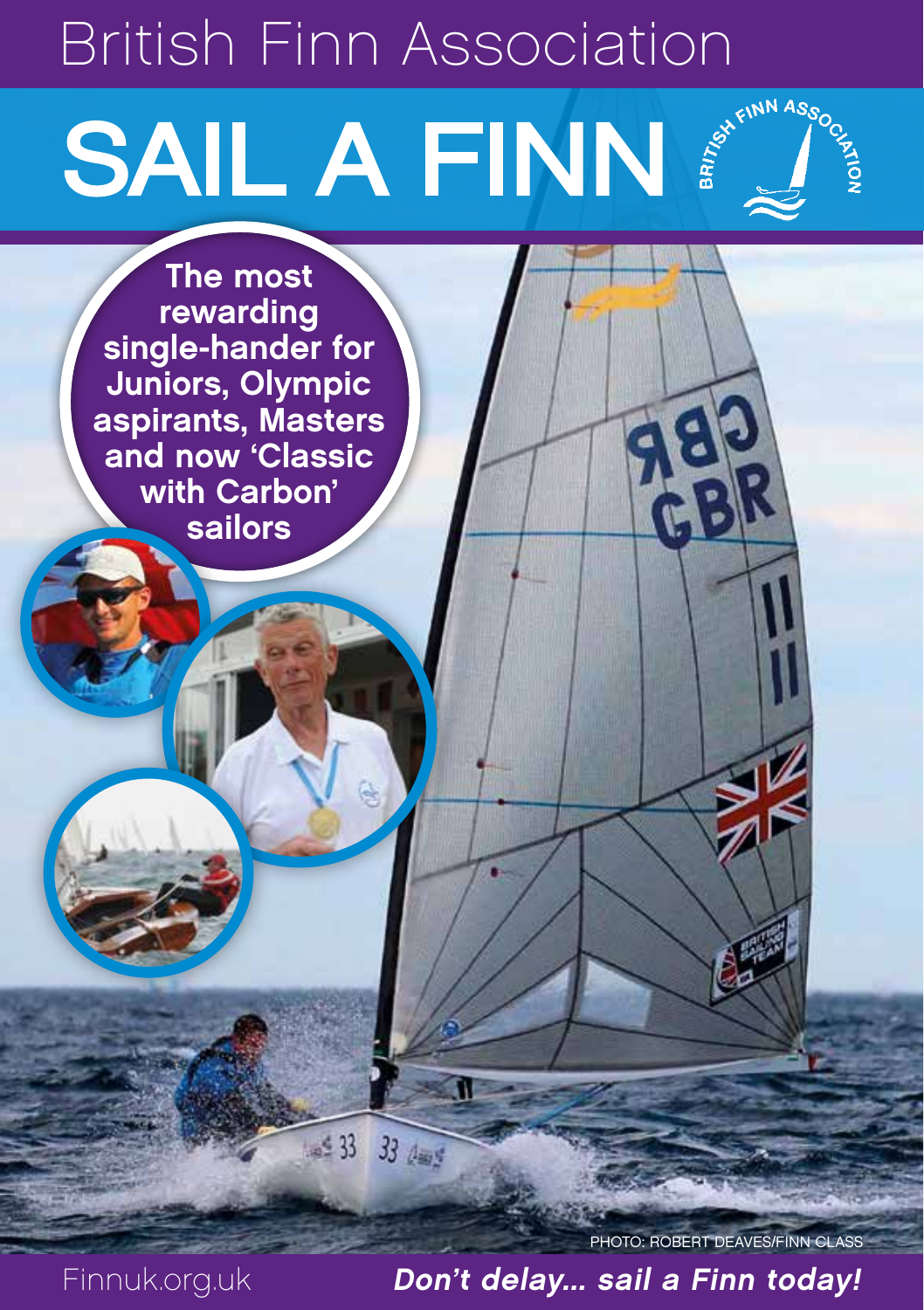# British Finn Association

# SAIL A FINN

**The most rewarding single-hander for Juniors, Olympic aspirants, Masters and now 'Classic with Carbon' sailors**

PHOTO: ROBERT DEAVES/FINN CLASS

Finnuk.org.uk

***Don't delay... sail a Finn today!***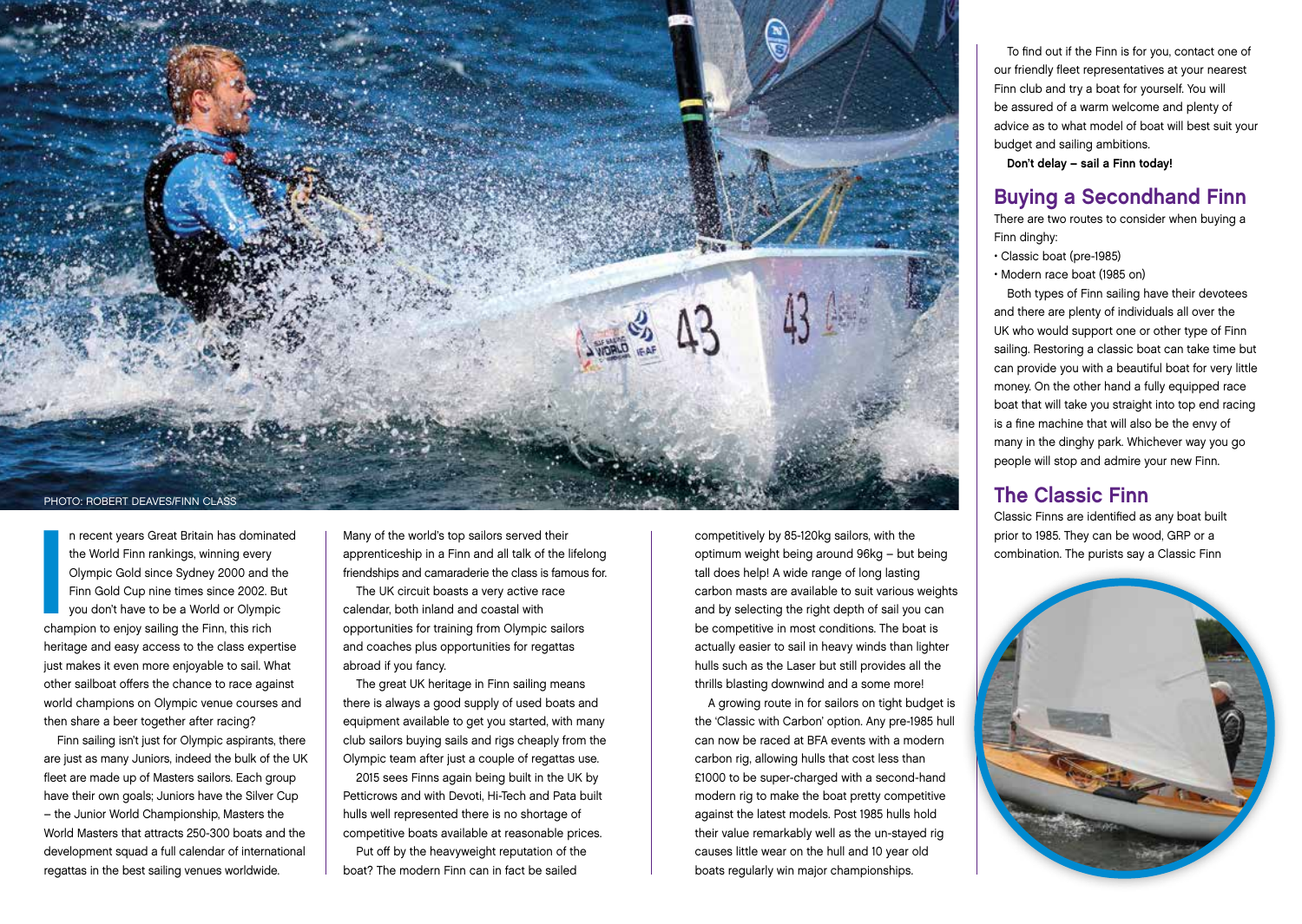PHOTO: ROBERT DEAVES/FINN CLASS

In recent years Great Britain has dominated the World Finn rankings, winning every Olympic Gold since Sydney 2000 and the Finn Gold Cup nine times since 2002. But you don't have to be a World or Olympic champion to enjoy sailing the Finn, this rich heritage and easy access to the class expertise just makes it even more enjoyable to sail. What other sailboat offers the chance to race against world champions on Olympic venue courses and then share a beer together after racing?

Finn sailing isn't just for Olympic aspirants, there are just as many Juniors, indeed the bulk of the UK fleet are made up of Masters sailors. Each group have their own goals; Juniors have the Silver Cup – the Junior World Championship, Masters the World Masters that attracts 250-300 boats and the development squad a full calendar of international regattas in the best sailing venues worldwide.

Many of the world's top sailors served their apprenticeship in a Finn and all talk of the lifelong friendships and camaraderie the class is famous for.

The UK circuit boasts a very active race calendar, both inland and coastal with opportunities for training from Olympic sailors and coaches plus opportunities for regattas abroad if you fancy.

The great UK heritage in Finn sailing means there is always a good supply of used boats and equipment available to get you started, with many club sailors buying sails and rigs cheaply from the Olympic team after just a couple of regattas use.

2015 sees Finns again being built in the UK by Petticrows and with Devoti, Hi-Tech and Pata built hulls well represented there is no shortage of competitive boats available at reasonable prices.

Put off by the heavyweight reputation of the boat? The modern Finn can in fact be sailed competitively by 85-120kg sailors, with the optimum weight being around 96kg – but being tall does help! A wide range of long lasting carbon masts are available to suit various weights and by selecting the right depth of sail you can be competitive in most conditions. The boat is actually easier to sail in heavy winds than lighter hulls such as the Laser but still provides all the thrills blasting downwind and a some more!

A growing route in for sailors on tight budget is the 'Classic with Carbon' option. Any pre-1985 hull can now be raced at BFA events with a modern carbon rig, allowing hulls that cost less than £1000 to be super-charged with a second-hand modern rig to make the boat pretty competitive against the latest models. Post 1985 hulls hold their value remarkably well as the un-stayed rig causes little wear on the hull and 10 year old boats regularly win major championships.

To find out if the Finn is for you, contact one of our friendly fleet representatives at your nearest Finn club and try a boat for yourself. You will be assured of a warm welcome and plenty of advice as to what model of boat will best suit your budget and sailing ambitions.

**Don't delay – sail a Finn today!**

## Buying a Secondhand Finn

There are two routes to consider when buying a Finn dinghy:

- Classic boat (pre-1985)
- Modern race boat (1985 on)

Both types of Finn sailing have their devotees and there are plenty of individuals all over the UK who would support one or other type of Finn sailing. Restoring a classic boat can take time but can provide you with a beautiful boat for very little money. On the other hand a fully equipped race boat that will take you straight into top end racing is a fine machine that will also be the envy of many in the dinghy park. Whichever way you go people will stop and admire your new Finn.

## The Classic Finn

Classic Finns are identified as any boat built prior to 1985. They can be wood, GRP or a combination. The purists say a Classic Finn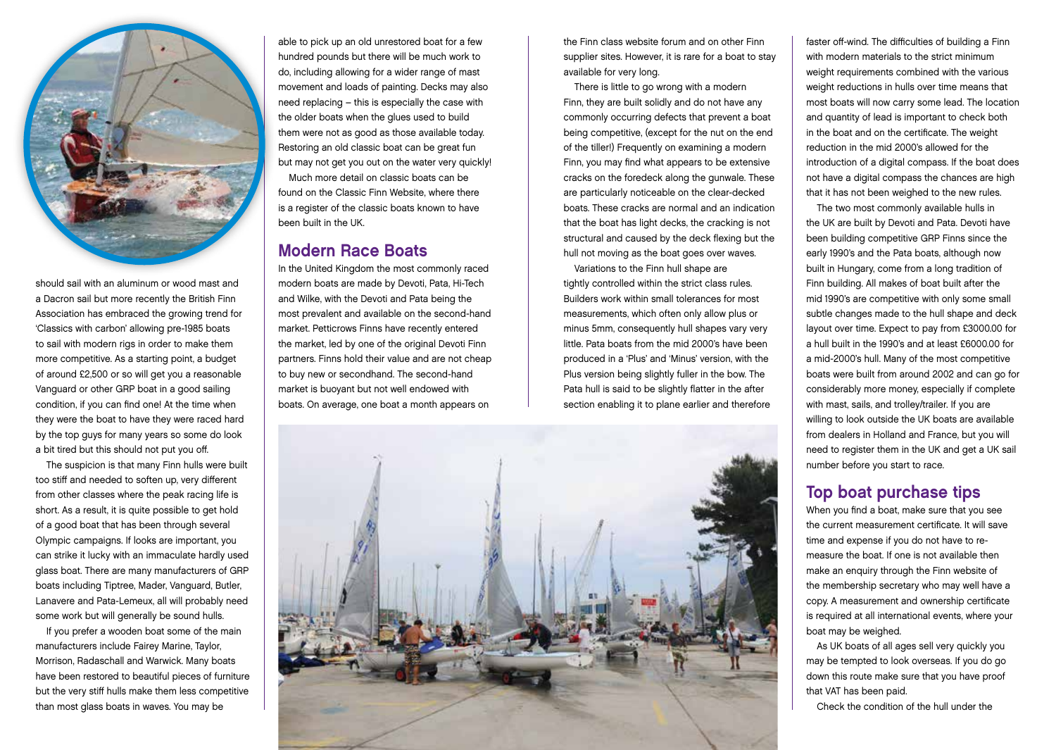should sail with an aluminum or wood mast and a Dacron sail but more recently the British Finn Association has embraced the growing trend for 'Classics with carbon' allowing pre-1985 boats to sail with modern rigs in order to make them more competitive. As a starting point, a budget of around £2,500 or so will get you a reasonable Vanguard or other GRP boat in a good sailing condition, if you can find one! At the time when they were the boat to have they were raced hard by the top guys for many years so some do look a bit tired but this should not put you off.

The suspicion is that many Finn hulls were built too stiff and needed to soften up, very different from other classes where the peak racing life is short. As a result, it is quite possible to get hold of a good boat that has been through several Olympic campaigns. If looks are important, you can strike it lucky with an immaculate hardly used glass boat. There are many manufacturers of GRP boats including Tiptree, Mader, Vanguard, Butler, Lanavere and Pata-Lemeux, all will probably need some work but will generally be sound hulls.

If you prefer a wooden boat some of the main manufacturers include Fairey Marine, Taylor, Morrison, Radaschall and Warwick. Many boats have been restored to beautiful pieces of furniture but the very stiff hulls make them less competitive than most glass boats in waves. You may be able to pick up an old unrestored boat for a few hundred pounds but there will be much work to do, including allowing for a wider range of mast movement and loads of painting. Decks may also need replacing – this is especially the case with the older boats when the glues used to build them were not as good as those available today. Restoring an old classic boat can be great fun but may not get you out on the water very quickly!

Much more detail on classic boats can be found on the Classic Finn Website, where there is a register of the classic boats known to have been built in the UK.

## Modern Race Boats

In the United Kingdom the most commonly raced modern boats are made by Devoti, Pata, Hi-Tech and Wilke, with the Devoti and Pata being the most prevalent and available on the second-hand market. Petticrows Finns have recently entered the market, led by one of the original Devoti Finn partners. Finns hold their value and are not cheap to buy new or secondhand. The second-hand market is buoyant but not well endowed with boats. On average, one boat a month appears on the Finn class website forum and on other Finn supplier sites. However, it is rare for a boat to stay available for very long.

There is little to go wrong with a modern Finn, they are built solidly and do not have any commonly occurring defects that prevent a boat being competitive, (except for the nut on the end of the tiller!) Frequently on examining a modern Finn, you may find what appears to be extensive cracks on the foredeck along the gunwale. These are particularly noticeable on the clear-decked boats. These cracks are normal and an indication that the boat has light decks, the cracking is not structural and caused by the deck flexing but the hull not moving as the boat goes over waves.

Variations to the Finn hull shape are tightly controlled within the strict class rules. Builders work within small tolerances for most measurements, which often only allow plus or minus 5mm, consequently hull shapes vary very little. Pata boats from the mid 2000's have been produced in a 'Plus' and 'Minus' version, with the Plus version being slightly fuller in the bow. The Pata hull is said to be slightly flatter in the after section enabling it to plane earlier and therefore faster off-wind. The difficulties of building a Finn with modern materials to the strict minimum weight requirements combined with the various weight reductions in hulls over time means that most boats will now carry some lead. The location and quantity of lead is important to check both in the boat and on the certificate. The weight reduction in the mid 2000's allowed for the introduction of a digital compass. If the boat does not have a digital compass the chances are high that it has not been weighed to the new rules.

The two most commonly available hulls in the UK are built by Devoti and Pata. Devoti have been building competitive GRP Finns since the early 1990's and the Pata boats, although now built in Hungary, come from a long tradition of Finn building. All makes of boat built after the mid 1990's are competitive with only some small subtle changes made to the hull shape and deck layout over time. Expect to pay from £3000.00 for a hull built in the 1990's and at least £6000.00 for a mid-2000's hull. Many of the most competitive boats were built from around 2002 and can go for considerably more money, especially if complete with mast, sails, and trolley/trailer. If you are willing to look outside the UK boats are available from dealers in Holland and France, but you will need to register them in the UK and get a UK sail number before you start to race.

## Top boat purchase tips

When you find a boat, make sure that you see the current measurement certificate. It will save time and expense if you do not have to re-measure the boat. If one is not available then make an enquiry through the Finn website of the membership secretary who may well have a copy. A measurement and ownership certificate is required at all international events, where your boat may be weighed.

As UK boats of all ages sell very quickly you may be tempted to look overseas. If you do go down this route make sure that you have proof that VAT has been paid.

Check the condition of the hull under the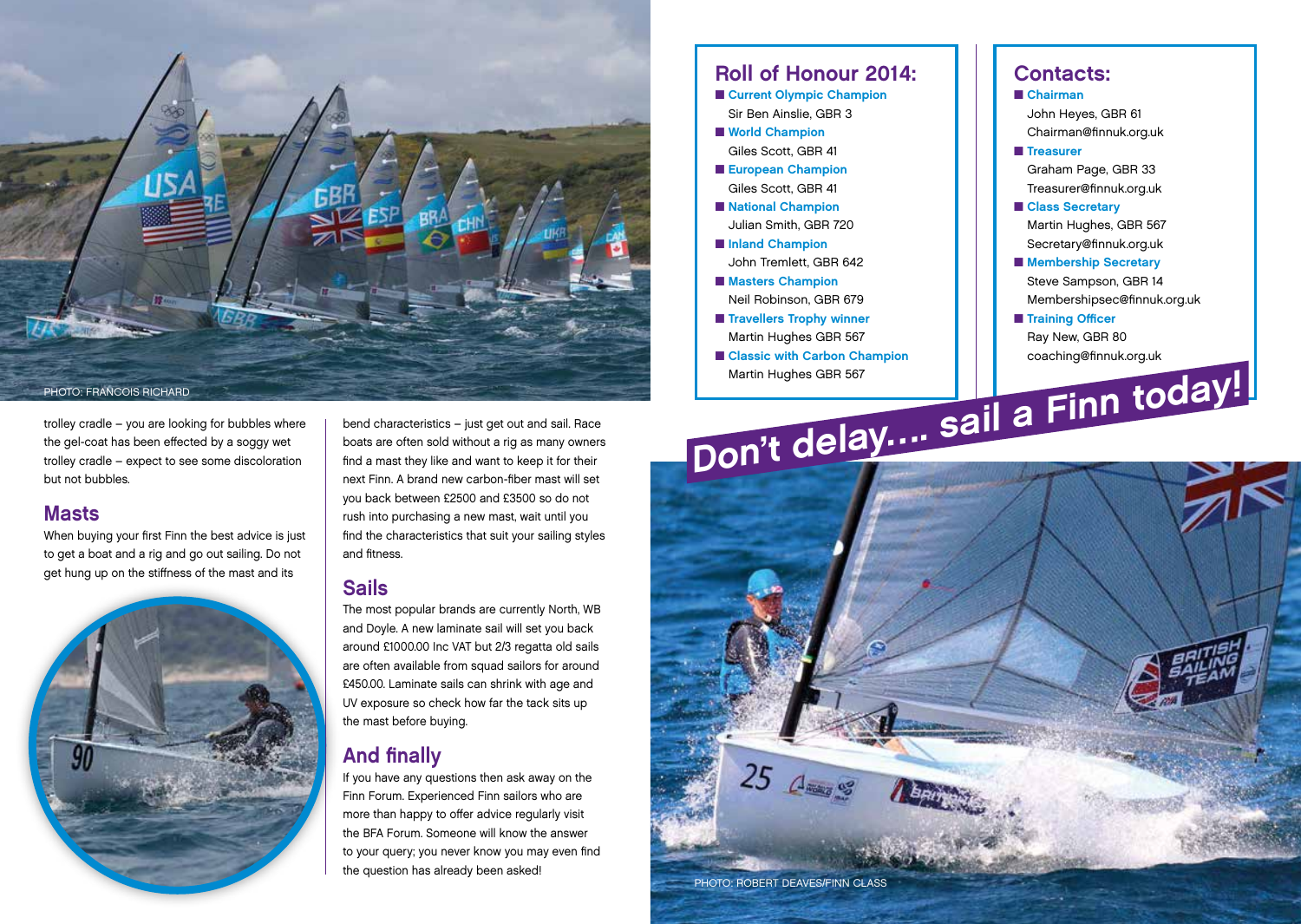PHOTO: FRANCOIS RICHARD

trolley cradle – you are looking for bubbles where the gel-coat has been effected by a soggy wet trolley cradle – expect to see some discoloration but not bubbles.

## Masts

When buying your first Finn the best advice is just to get a boat and a rig and go out sailing. Do not get hung up on the stiffness of the mast and its bend characteristics – just get out and sail. Race boats are often sold without a rig as many owners find a mast they like and want to keep it for their next Finn. A brand new carbon-fiber mast will set you back between £2500 and £3500 so do not rush into purchasing a new mast, wait until you find the characteristics that suit your sailing styles and fitness.

## Sails

The most popular brands are currently North, WB and Doyle. A new laminate sail will set you back around £1000.00 Inc VAT but 2/3 regatta old sails are often available from squad sailors for around £450.00. Laminate sails can shrink with age and UV exposure so check how far the tack sits up the mast before buying.

## And finally

If you have any questions then ask away on the Finn Forum. Experienced Finn sailors who are more than happy to offer advice regularly visit the BFA Forum. Someone will know the answer to your query; you never know you may even find the question has already been asked!

## Roll of Honour 2014:

- **Current Olympic Champion**
  Sir Ben Ainslie, GBR 3
- **World Champion**
  Giles Scott, GBR 41
- **European Champion**
  Giles Scott, GBR 41
- **National Champion**
  Julian Smith, GBR 720
- **Inland Champion**
  John Tremlett, GBR 642
- **Masters Champion**
  Neil Robinson, GBR 679
- **Travellers Trophy winner**
  Martin Hughes GBR 567
- **Classic with Carbon Champion**
  Martin Hughes GBR 567

## Contacts:

- **Chairman**
  John Heyes, GBR 61
  Chairman@finnuk.org.uk
- **Treasurer**
  Graham Page, GBR 33
  Treasurer@finnuk.org.uk
- **Class Secretary**
  Martin Hughes, GBR 567
  Secretary@finnuk.org.uk
- **Membership Secretary**
  Steve Sampson, GBR 14
  Membershipsec@finnuk.org.uk
- **Training Officer**
  Ray New, GBR 80
  coaching@finnuk.org.uk

**Don't delay.... sail a Finn today!**

PHOTO: ROBERT DEAVES/FINN CLASS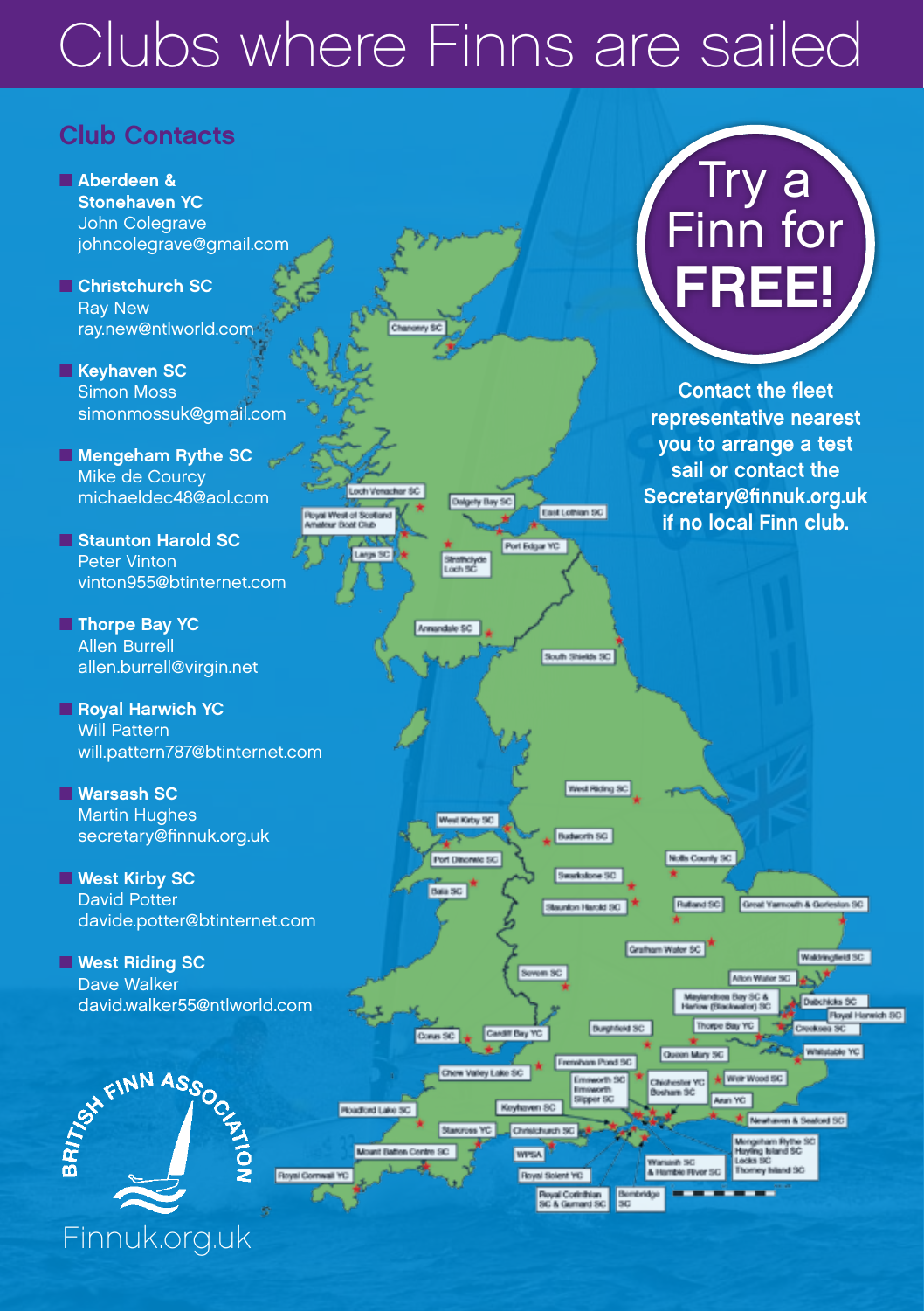# Clubs where Finns are sailed

## Club Contacts

- **Aberdeen & Stonehaven YC**
  John Colegrave
  johncolegrave@gmail.com
- **Christchurch SC**
  Ray New
  ray.new@ntlworld.com
- **Keyhaven SC**
  Simon Moss
  simonmossuk@gmail.com
- **Mengeham Rythe SC**
  Mike de Courcy
  michaeldec48@aol.com
- **Staunton Harold SC**
  Peter Vinton
  vinton955@btinternet.com
- **Thorpe Bay YC**
  Allen Burrell
  allen.burrell@virgin.net
- **Royal Harwich YC**
  Will Pattern
  will.pattern787@btinternet.com
- **Warsash SC**
  Martin Hughes
  secretary@finnuk.org.uk
- **West Kirby SC**
  David Potter
  davide.potter@btinternet.com
- **West Riding SC**
  Dave Walker
  david.walker55@ntlworld.com

## Try a Finn for FREE!

**Contact the fleet representative nearest you to arrange a test sail or contact the Secretary@finnuk.org.uk if no local Finn club.**

Chanonry SC
Loch Venachar SC
Royal West of Scotland Amateur Boat Club
Largs SC
Dalgety Bay SC
East Lothian SC
Port Edgar YC
Strathclyde Loch SC
Annandale SC
South Shields SC
West Riding SC
West Kirby SC
Budworth SC
Port Dinorwic SC
Bala SC
Swarkstone SC
Notts County SC
Staunton Harold SC
Rutland SC
Great Yarmouth & Gorleston SC
Grafham Water SC
Waldringfield SC
Severn SC
Alton Water SC
Maylandsea Bay SC & Harlow (Blackwater) SC
Dabchicks SC
Royal Harwich SC
Thorpe Bay YC
Creeksea SC
Burghfield SC
Corus SC
Cardiff Bay YC
Whitstable YC
Queen Mary SC
Chew Valley Lake SC
Frensham Pond SC
Emsworth SC
Emsworth Slipper SC
Chichester YC
Bosham SC
Weir Wood SC
Arun YC
Roadford Lake SC
Keyhaven SC
Newhaven & Seaford SC
Starcross YC
Christchurch SC
Mengeham Rythe SC
Hayling Island SC
Locks SC
Thorney Island SC
Mount Batten Centre SC
WPSA
Warsash SC & Hamble River SC
Royal Cornwall YC
Royal Solent YC
Royal Corinthian SC & Gurnard SC
Bembridge SC

BRITISH FINN ASSOCIATION

Finnuk.org.uk